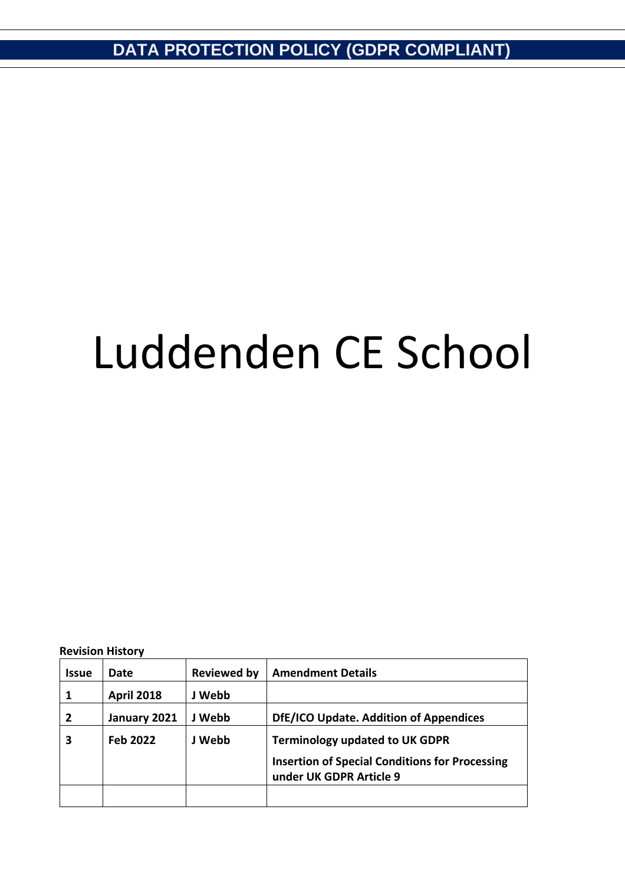# DATA PROTECTION POLICY (GDPR COMPLIANT)

# Luddenden CE School

**Revision History**

| Issue | Date | Reviewed by | Amendment Details |
|---|---|---|---|
| 1 | April 2018 | J Webb | |
| 2 | January 2021 | J Webb | DfE/ICO Update. Addition of Appendices |
| 3 | Feb 2022 | J Webb | Terminology updated to UK GDPR<br>Insertion of Special Conditions for Processing under UK GDPR Article 9 |
| | | | |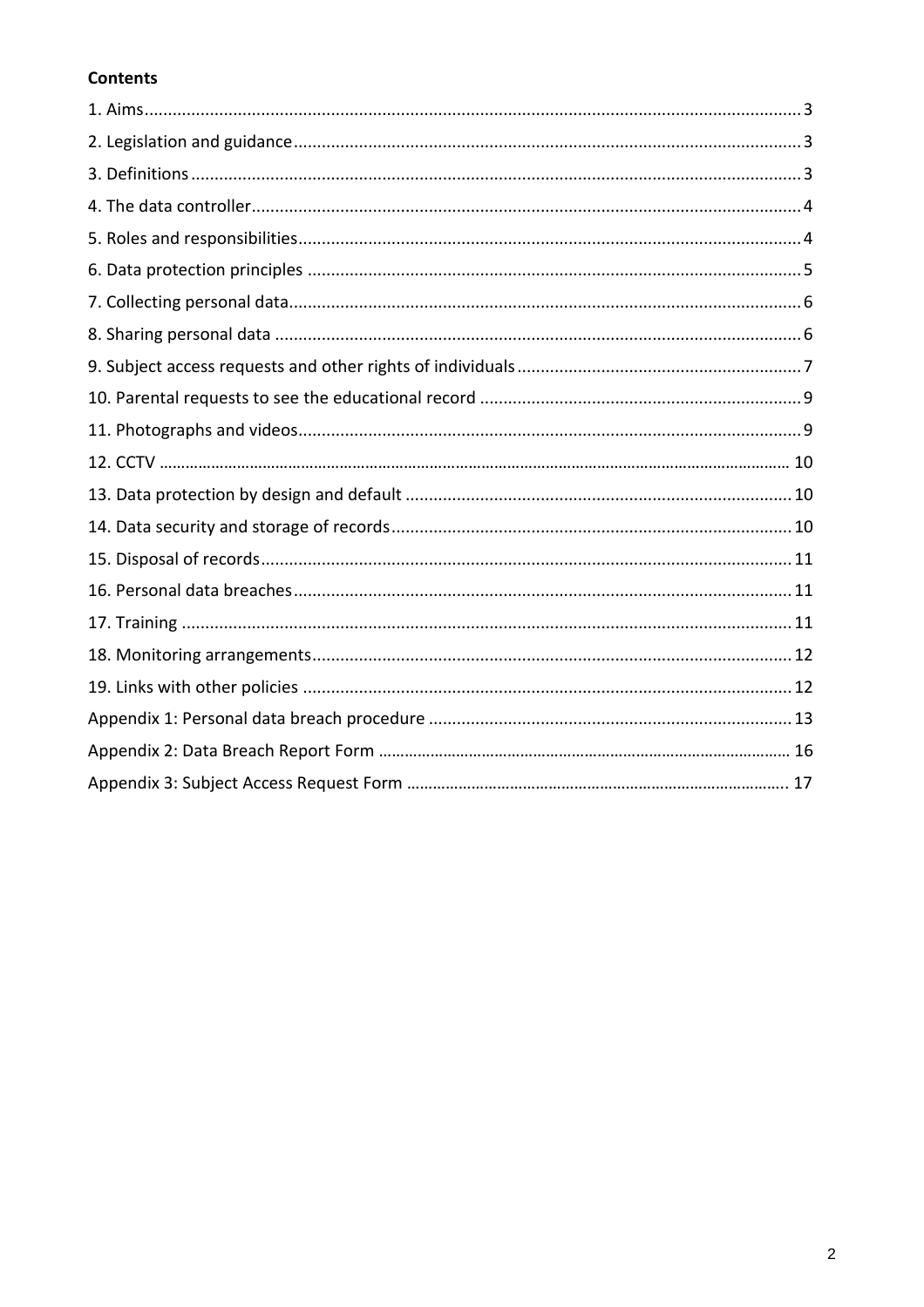**Contents**

1. Aims .......... 3
2. Legislation and guidance .......... 3
3. Definitions .......... 3
4. The data controller .......... 4
5. Roles and responsibilities .......... 4
6. Data protection principles .......... 5
7. Collecting personal data .......... 6
8. Sharing personal data .......... 6
9. Subject access requests and other rights of individuals .......... 7
10. Parental requests to see the educational record .......... 9
11. Photographs and videos .......... 9
12. CCTV .......... 10
13. Data protection by design and default .......... 10
14. Data security and storage of records .......... 10
15. Disposal of records .......... 11
16. Personal data breaches .......... 11
17. Training .......... 11
18. Monitoring arrangements .......... 12
19. Links with other policies .......... 12

Appendix 1: Personal data breach procedure .......... 13
Appendix 2: Data Breach Report Form .......... 16
Appendix 3: Subject Access Request Form .......... 17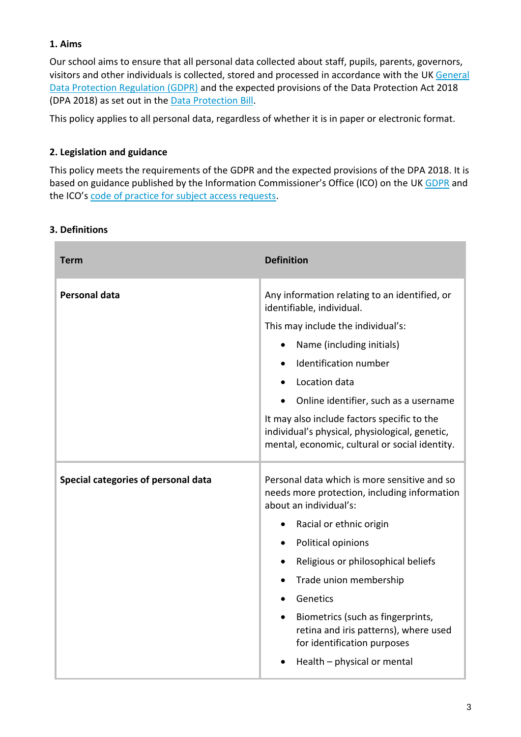### 1. Aims

Our school aims to ensure that all personal data collected about staff, pupils, parents, governors, visitors and other individuals is collected, stored and processed in accordance with the UK General Data Protection Regulation (GDPR) and the expected provisions of the Data Protection Act 2018 (DPA 2018) as set out in the Data Protection Bill.

This policy applies to all personal data, regardless of whether it is in paper or electronic format.

### 2. Legislation and guidance

This policy meets the requirements of the GDPR and the expected provisions of the DPA 2018. It is based on guidance published by the Information Commissioner's Office (ICO) on the UK GDPR and the ICO's code of practice for subject access requests.

### 3. Definitions

| Term | Definition |
|---|---|
| **Personal data** | Any information relating to an identified, or identifiable, individual.<br><br>This may include the individual's:<br>• Name (including initials)<br>• Identification number<br>• Location data<br>• Online identifier, such as a username<br><br>It may also include factors specific to the individual's physical, physiological, genetic, mental, economic, cultural or social identity. |
| **Special categories of personal data** | Personal data which is more sensitive and so needs more protection, including information about an individual's:<br>• Racial or ethnic origin<br>• Political opinions<br>• Religious or philosophical beliefs<br>• Trade union membership<br>• Genetics<br>• Biometrics (such as fingerprints, retina and iris patterns), where used for identification purposes<br>• Health – physical or mental |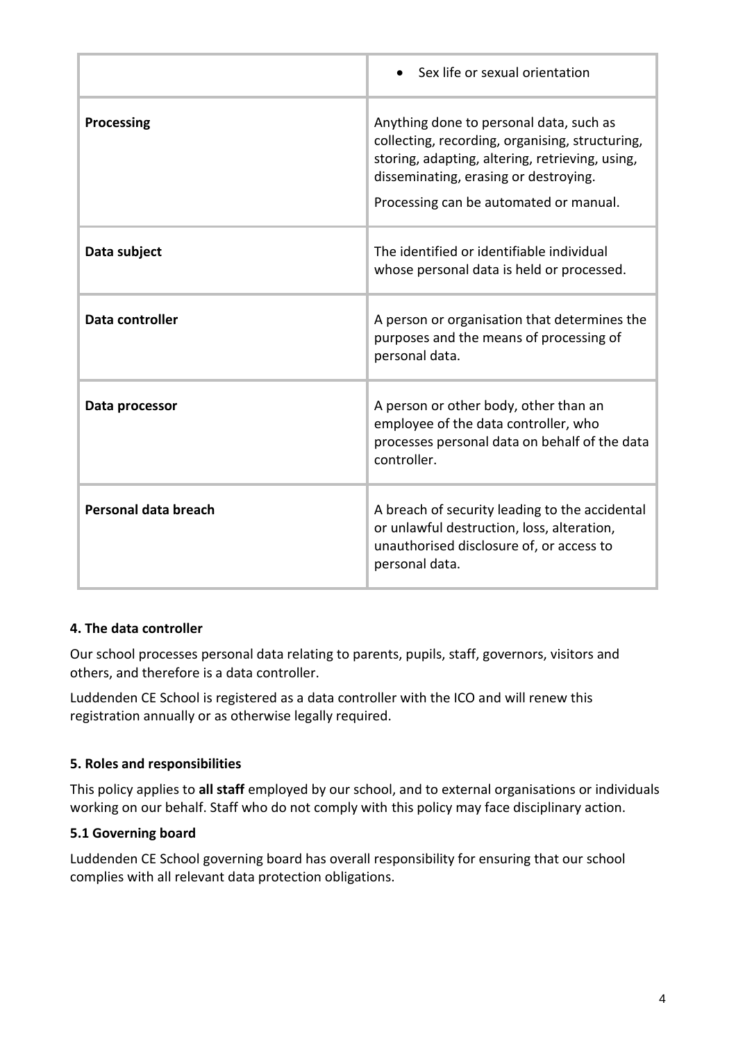| | |
|---|---|
| | • Sex life or sexual orientation |
| **Processing** | Anything done to personal data, such as collecting, recording, organising, structuring, storing, adapting, altering, retrieving, using, disseminating, erasing or destroying.<br><br>Processing can be automated or manual. |
| **Data subject** | The identified or identifiable individual whose personal data is held or processed. |
| **Data controller** | A person or organisation that determines the purposes and the means of processing of personal data. |
| **Data processor** | A person or other body, other than an employee of the data controller, who processes personal data on behalf of the data controller. |
| **Personal data breach** | A breach of security leading to the accidental or unlawful destruction, loss, alteration, unauthorised disclosure of, or access to personal data. |

### 4. The data controller

Our school processes personal data relating to parents, pupils, staff, governors, visitors and others, and therefore is a data controller.

Luddenden CE School is registered as a data controller with the ICO and will renew this registration annually or as otherwise legally required.

### 5. Roles and responsibilities

This policy applies to **all staff** employed by our school, and to external organisations or individuals working on our behalf. Staff who do not comply with this policy may face disciplinary action.

#### 5.1 Governing board

Luddenden CE School governing board has overall responsibility for ensuring that our school complies with all relevant data protection obligations.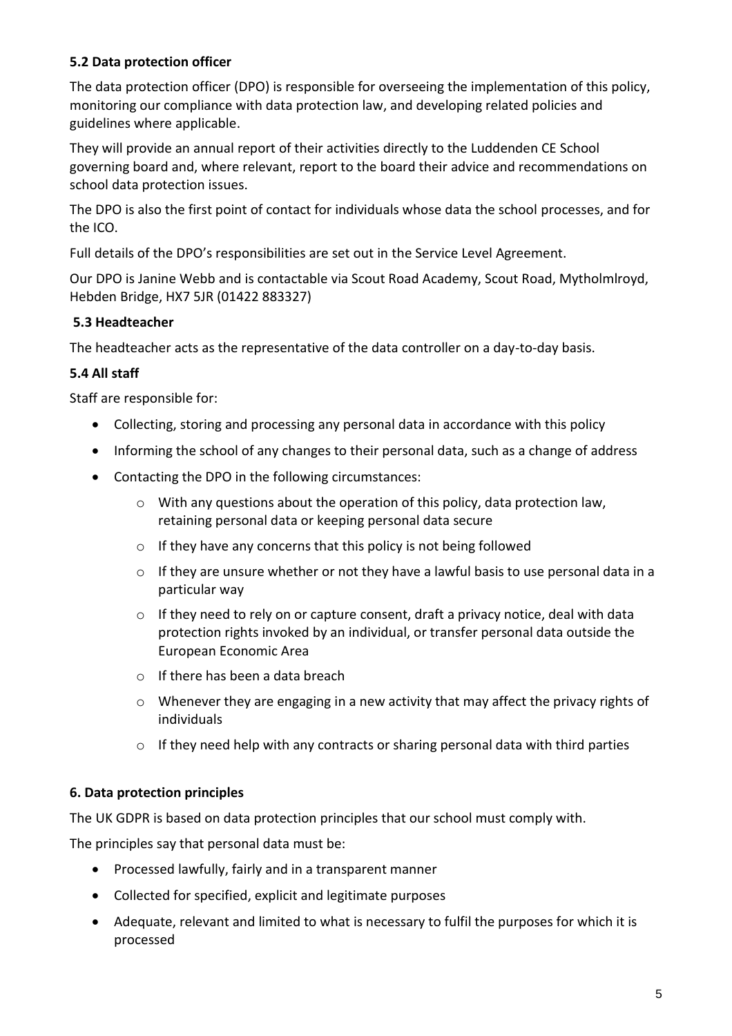### 5.2 Data protection officer

The data protection officer (DPO) is responsible for overseeing the implementation of this policy, monitoring our compliance with data protection law, and developing related policies and guidelines where applicable.

They will provide an annual report of their activities directly to the Luddenden CE School governing board and, where relevant, report to the board their advice and recommendations on school data protection issues.

The DPO is also the first point of contact for individuals whose data the school processes, and for the ICO.

Full details of the DPO's responsibilities are set out in the Service Level Agreement.

Our DPO is Janine Webb and is contactable via Scout Road Academy, Scout Road, Mytholmlroyd, Hebden Bridge, HX7 5JR (01422 883327)

### 5.3 Headteacher

The headteacher acts as the representative of the data controller on a day-to-day basis.

### 5.4 All staff

Staff are responsible for:

- Collecting, storing and processing any personal data in accordance with this policy
- Informing the school of any changes to their personal data, such as a change of address
- Contacting the DPO in the following circumstances:
  - With any questions about the operation of this policy, data protection law, retaining personal data or keeping personal data secure
  - If they have any concerns that this policy is not being followed
  - If they are unsure whether or not they have a lawful basis to use personal data in a particular way
  - If they need to rely on or capture consent, draft a privacy notice, deal with data protection rights invoked by an individual, or transfer personal data outside the European Economic Area
  - If there has been a data breach
  - Whenever they are engaging in a new activity that may affect the privacy rights of individuals
  - If they need help with any contracts or sharing personal data with third parties

## 6. Data protection principles

The UK GDPR is based on data protection principles that our school must comply with.

The principles say that personal data must be:

- Processed lawfully, fairly and in a transparent manner
- Collected for specified, explicit and legitimate purposes
- Adequate, relevant and limited to what is necessary to fulfil the purposes for which it is processed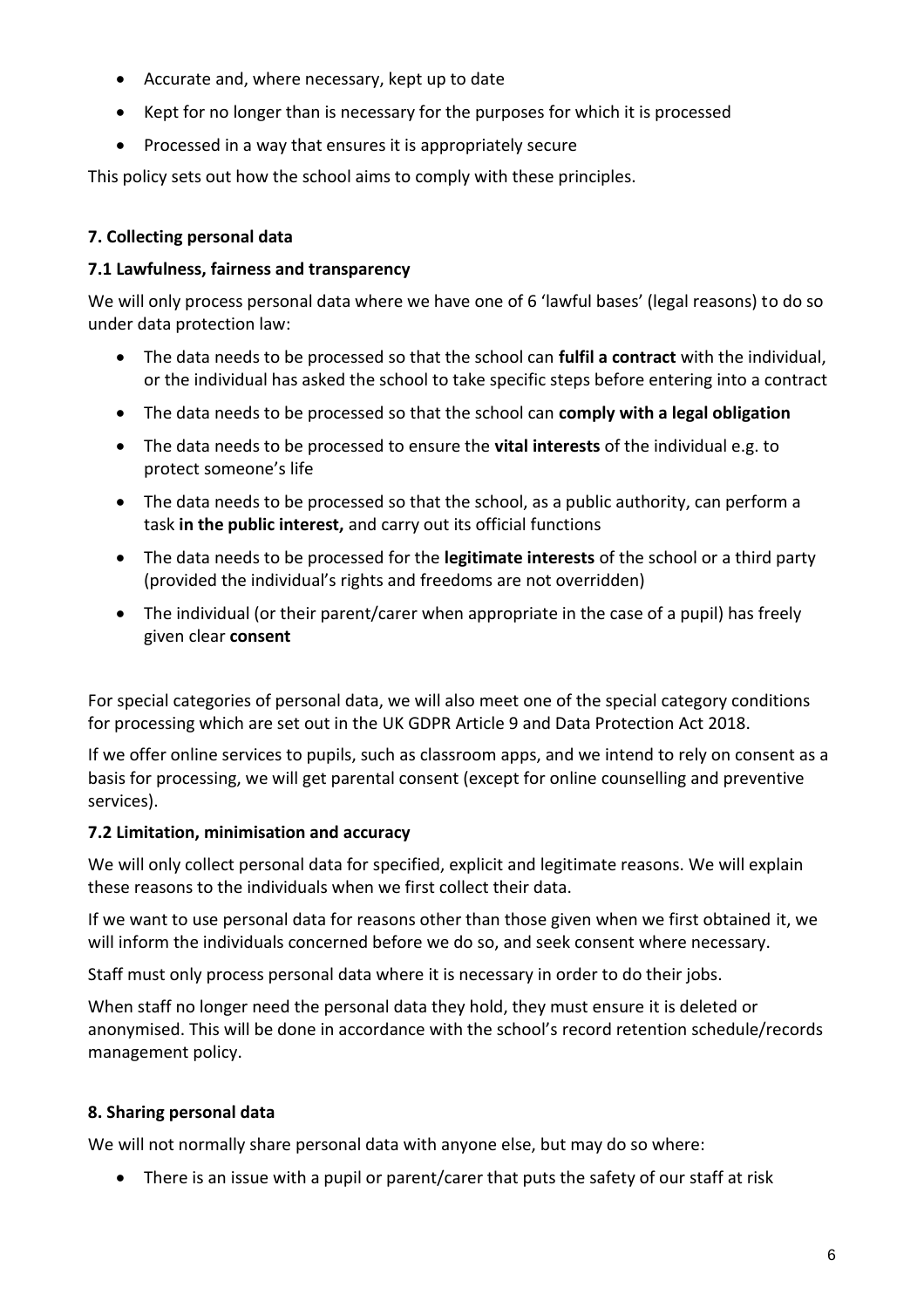- Accurate and, where necessary, kept up to date
- Kept for no longer than is necessary for the purposes for which it is processed
- Processed in a way that ensures it is appropriately secure

This policy sets out how the school aims to comply with these principles.

### 7. Collecting personal data

#### 7.1 Lawfulness, fairness and transparency

We will only process personal data where we have one of 6 'lawful bases' (legal reasons) to do so under data protection law:

- The data needs to be processed so that the school can **fulfil a contract** with the individual, or the individual has asked the school to take specific steps before entering into a contract
- The data needs to be processed so that the school can **comply with a legal obligation**
- The data needs to be processed to ensure the **vital interests** of the individual e.g. to protect someone's life
- The data needs to be processed so that the school, as a public authority, can perform a task **in the public interest,** and carry out its official functions
- The data needs to be processed for the **legitimate interests** of the school or a third party (provided the individual's rights and freedoms are not overridden)
- The individual (or their parent/carer when appropriate in the case of a pupil) has freely given clear **consent**

For special categories of personal data, we will also meet one of the special category conditions for processing which are set out in the UK GDPR Article 9 and Data Protection Act 2018.

If we offer online services to pupils, such as classroom apps, and we intend to rely on consent as a basis for processing, we will get parental consent (except for online counselling and preventive services).

#### 7.2 Limitation, minimisation and accuracy

We will only collect personal data for specified, explicit and legitimate reasons. We will explain these reasons to the individuals when we first collect their data.

If we want to use personal data for reasons other than those given when we first obtained it, we will inform the individuals concerned before we do so, and seek consent where necessary.

Staff must only process personal data where it is necessary in order to do their jobs.

When staff no longer need the personal data they hold, they must ensure it is deleted or anonymised. This will be done in accordance with the school's record retention schedule/records management policy.

### 8. Sharing personal data

We will not normally share personal data with anyone else, but may do so where:

- There is an issue with a pupil or parent/carer that puts the safety of our staff at risk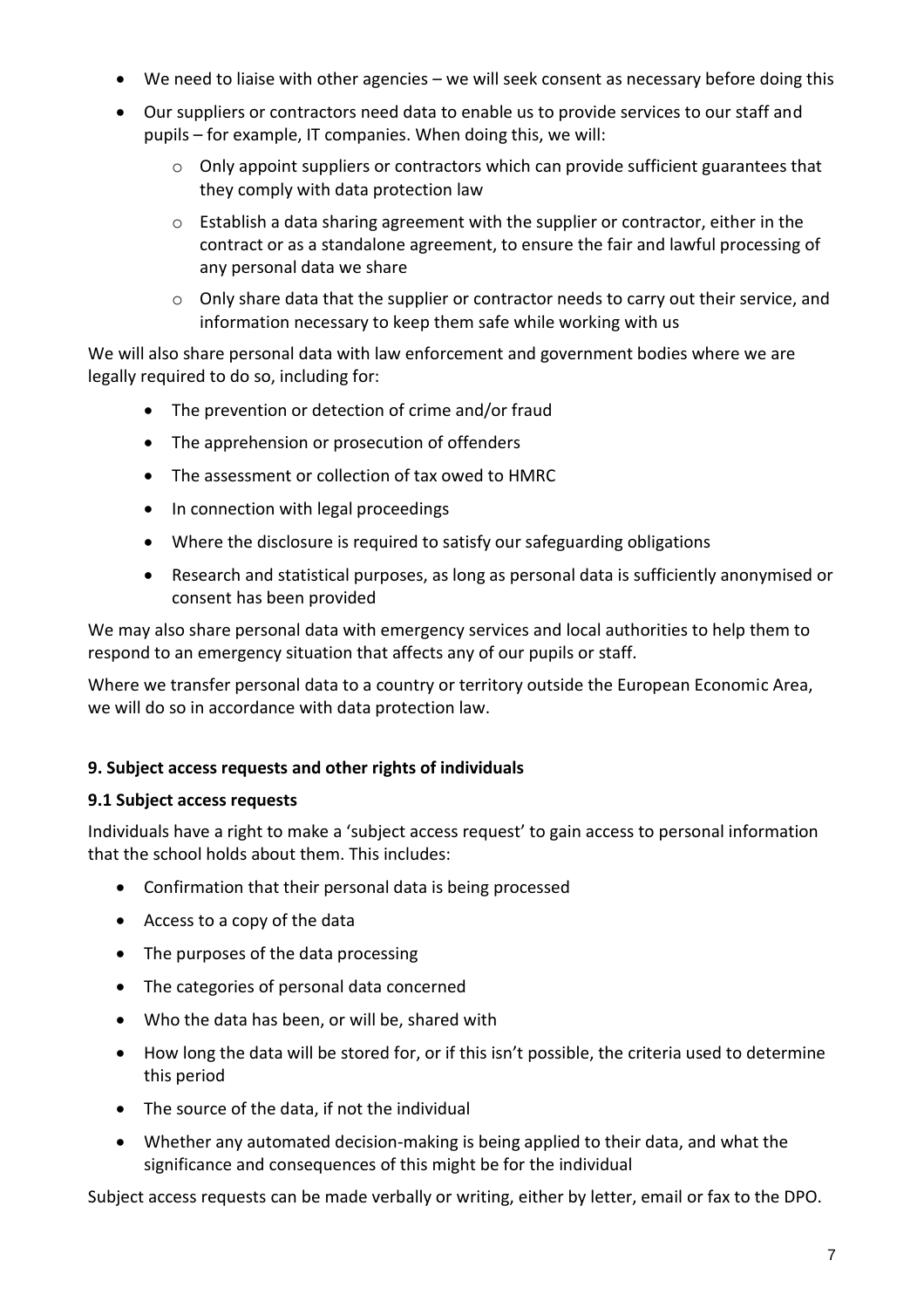- We need to liaise with other agencies – we will seek consent as necessary before doing this
- Our suppliers or contractors need data to enable us to provide services to our staff and pupils – for example, IT companies. When doing this, we will:
  - Only appoint suppliers or contractors which can provide sufficient guarantees that they comply with data protection law
  - Establish a data sharing agreement with the supplier or contractor, either in the contract or as a standalone agreement, to ensure the fair and lawful processing of any personal data we share
  - Only share data that the supplier or contractor needs to carry out their service, and information necessary to keep them safe while working with us

We will also share personal data with law enforcement and government bodies where we are legally required to do so, including for:

- The prevention or detection of crime and/or fraud
- The apprehension or prosecution of offenders
- The assessment or collection of tax owed to HMRC
- In connection with legal proceedings
- Where the disclosure is required to satisfy our safeguarding obligations
- Research and statistical purposes, as long as personal data is sufficiently anonymised or consent has been provided

We may also share personal data with emergency services and local authorities to help them to respond to an emergency situation that affects any of our pupils or staff.

Where we transfer personal data to a country or territory outside the European Economic Area, we will do so in accordance with data protection law.

## 9. Subject access requests and other rights of individuals

### 9.1 Subject access requests

Individuals have a right to make a 'subject access request' to gain access to personal information that the school holds about them. This includes:

- Confirmation that their personal data is being processed
- Access to a copy of the data
- The purposes of the data processing
- The categories of personal data concerned
- Who the data has been, or will be, shared with
- How long the data will be stored for, or if this isn't possible, the criteria used to determine this period
- The source of the data, if not the individual
- Whether any automated decision-making is being applied to their data, and what the significance and consequences of this might be for the individual

Subject access requests can be made verbally or writing, either by letter, email or fax to the DPO.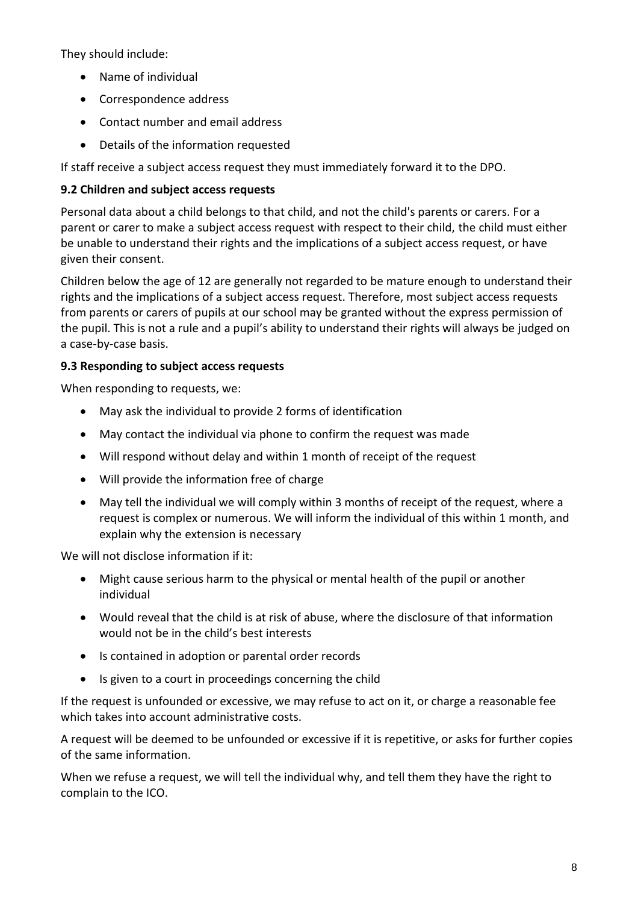They should include:

- Name of individual
- Correspondence address
- Contact number and email address
- Details of the information requested

If staff receive a subject access request they must immediately forward it to the DPO.

### 9.2 Children and subject access requests

Personal data about a child belongs to that child, and not the child's parents or carers. For a parent or carer to make a subject access request with respect to their child, the child must either be unable to understand their rights and the implications of a subject access request, or have given their consent.

Children below the age of 12 are generally not regarded to be mature enough to understand their rights and the implications of a subject access request. Therefore, most subject access requests from parents or carers of pupils at our school may be granted without the express permission of the pupil. This is not a rule and a pupil's ability to understand their rights will always be judged on a case-by-case basis.

### 9.3 Responding to subject access requests

When responding to requests, we:

- May ask the individual to provide 2 forms of identification
- May contact the individual via phone to confirm the request was made
- Will respond without delay and within 1 month of receipt of the request
- Will provide the information free of charge
- May tell the individual we will comply within 3 months of receipt of the request, where a request is complex or numerous. We will inform the individual of this within 1 month, and explain why the extension is necessary

We will not disclose information if it:

- Might cause serious harm to the physical or mental health of the pupil or another individual
- Would reveal that the child is at risk of abuse, where the disclosure of that information would not be in the child's best interests
- Is contained in adoption or parental order records
- Is given to a court in proceedings concerning the child

If the request is unfounded or excessive, we may refuse to act on it, or charge a reasonable fee which takes into account administrative costs.

A request will be deemed to be unfounded or excessive if it is repetitive, or asks for further copies of the same information.

When we refuse a request, we will tell the individual why, and tell them they have the right to complain to the ICO.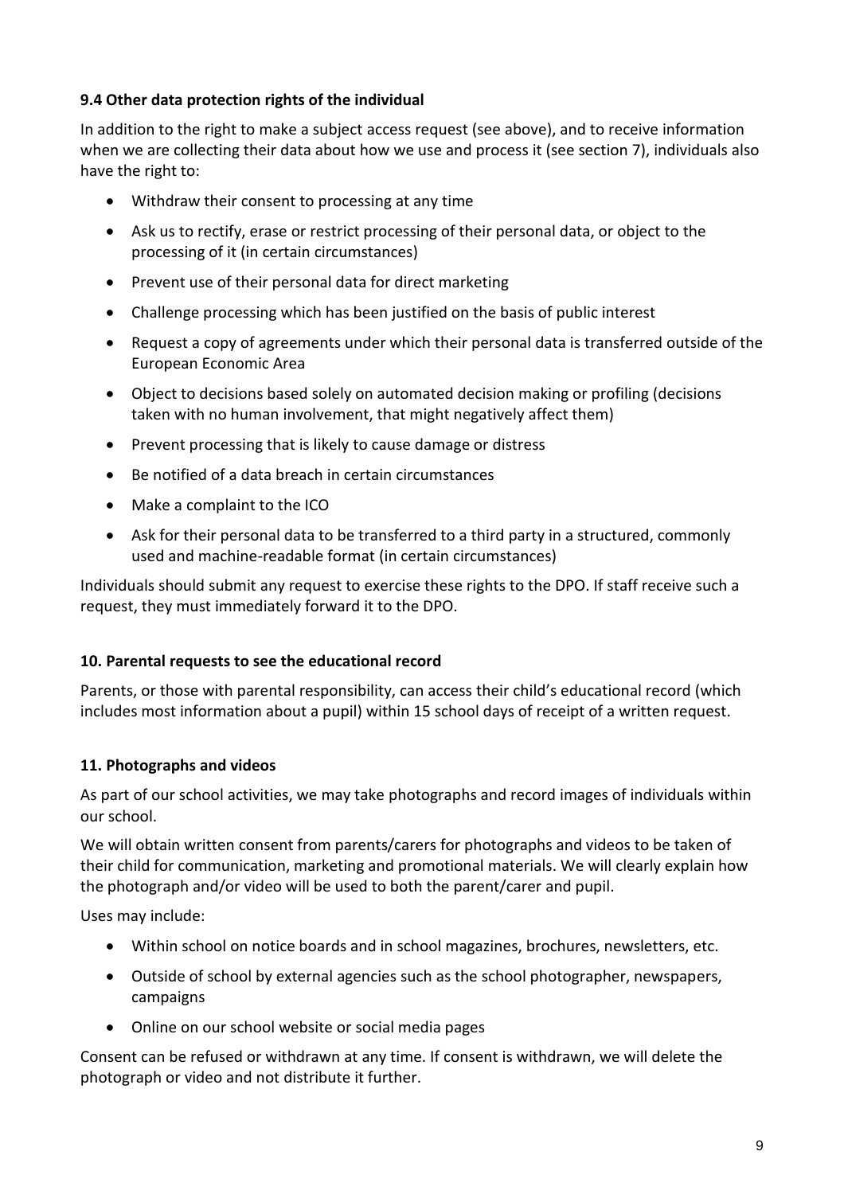### 9.4 Other data protection rights of the individual

In addition to the right to make a subject access request (see above), and to receive information when we are collecting their data about how we use and process it (see section 7), individuals also have the right to:

- Withdraw their consent to processing at any time
- Ask us to rectify, erase or restrict processing of their personal data, or object to the processing of it (in certain circumstances)
- Prevent use of their personal data for direct marketing
- Challenge processing which has been justified on the basis of public interest
- Request a copy of agreements under which their personal data is transferred outside of the European Economic Area
- Object to decisions based solely on automated decision making or profiling (decisions taken with no human involvement, that might negatively affect them)
- Prevent processing that is likely to cause damage or distress
- Be notified of a data breach in certain circumstances
- Make a complaint to the ICO
- Ask for their personal data to be transferred to a third party in a structured, commonly used and machine-readable format (in certain circumstances)

Individuals should submit any request to exercise these rights to the DPO. If staff receive such a request, they must immediately forward it to the DPO.

## 10. Parental requests to see the educational record

Parents, or those with parental responsibility, can access their child's educational record (which includes most information about a pupil) within 15 school days of receipt of a written request.

## 11. Photographs and videos

As part of our school activities, we may take photographs and record images of individuals within our school.

We will obtain written consent from parents/carers for photographs and videos to be taken of their child for communication, marketing and promotional materials. We will clearly explain how the photograph and/or video will be used to both the parent/carer and pupil.

Uses may include:

- Within school on notice boards and in school magazines, brochures, newsletters, etc.
- Outside of school by external agencies such as the school photographer, newspapers, campaigns
- Online on our school website or social media pages

Consent can be refused or withdrawn at any time. If consent is withdrawn, we will delete the photograph or video and not distribute it further.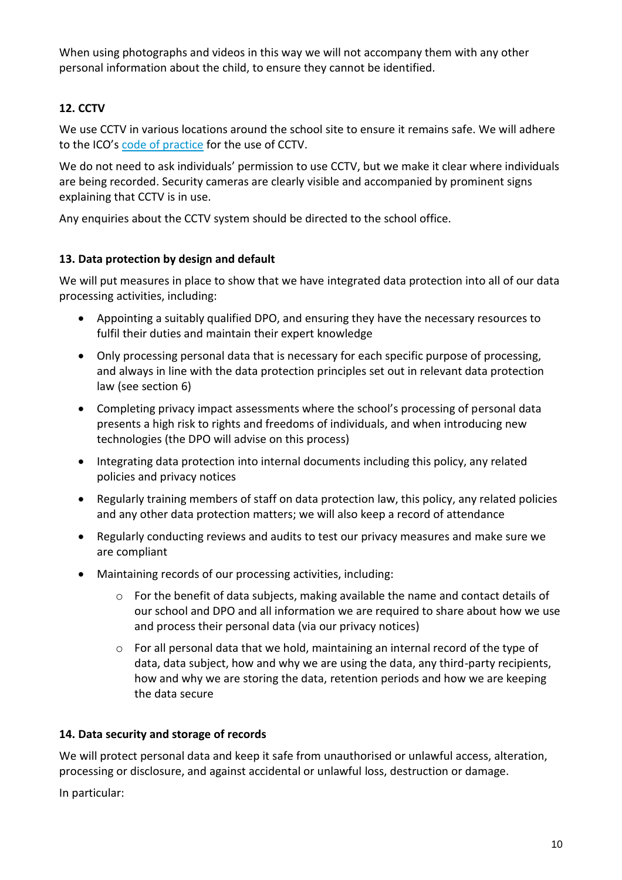When using photographs and videos in this way we will not accompany them with any other personal information about the child, to ensure they cannot be identified.

### 12. CCTV

We use CCTV in various locations around the school site to ensure it remains safe. We will adhere to the ICO's code of practice for the use of CCTV.

We do not need to ask individuals' permission to use CCTV, but we make it clear where individuals are being recorded. Security cameras are clearly visible and accompanied by prominent signs explaining that CCTV is in use.

Any enquiries about the CCTV system should be directed to the school office.

### 13. Data protection by design and default

We will put measures in place to show that we have integrated data protection into all of our data processing activities, including:

- Appointing a suitably qualified DPO, and ensuring they have the necessary resources to fulfil their duties and maintain their expert knowledge
- Only processing personal data that is necessary for each specific purpose of processing, and always in line with the data protection principles set out in relevant data protection law (see section 6)
- Completing privacy impact assessments where the school's processing of personal data presents a high risk to rights and freedoms of individuals, and when introducing new technologies (the DPO will advise on this process)
- Integrating data protection into internal documents including this policy, any related policies and privacy notices
- Regularly training members of staff on data protection law, this policy, any related policies and any other data protection matters; we will also keep a record of attendance
- Regularly conducting reviews and audits to test our privacy measures and make sure we are compliant
- Maintaining records of our processing activities, including:
    - For the benefit of data subjects, making available the name and contact details of our school and DPO and all information we are required to share about how we use and process their personal data (via our privacy notices)
    - For all personal data that we hold, maintaining an internal record of the type of data, data subject, how and why we are using the data, any third-party recipients, how and why we are storing the data, retention periods and how we are keeping the data secure

### 14. Data security and storage of records

We will protect personal data and keep it safe from unauthorised or unlawful access, alteration, processing or disclosure, and against accidental or unlawful loss, destruction or damage.

In particular: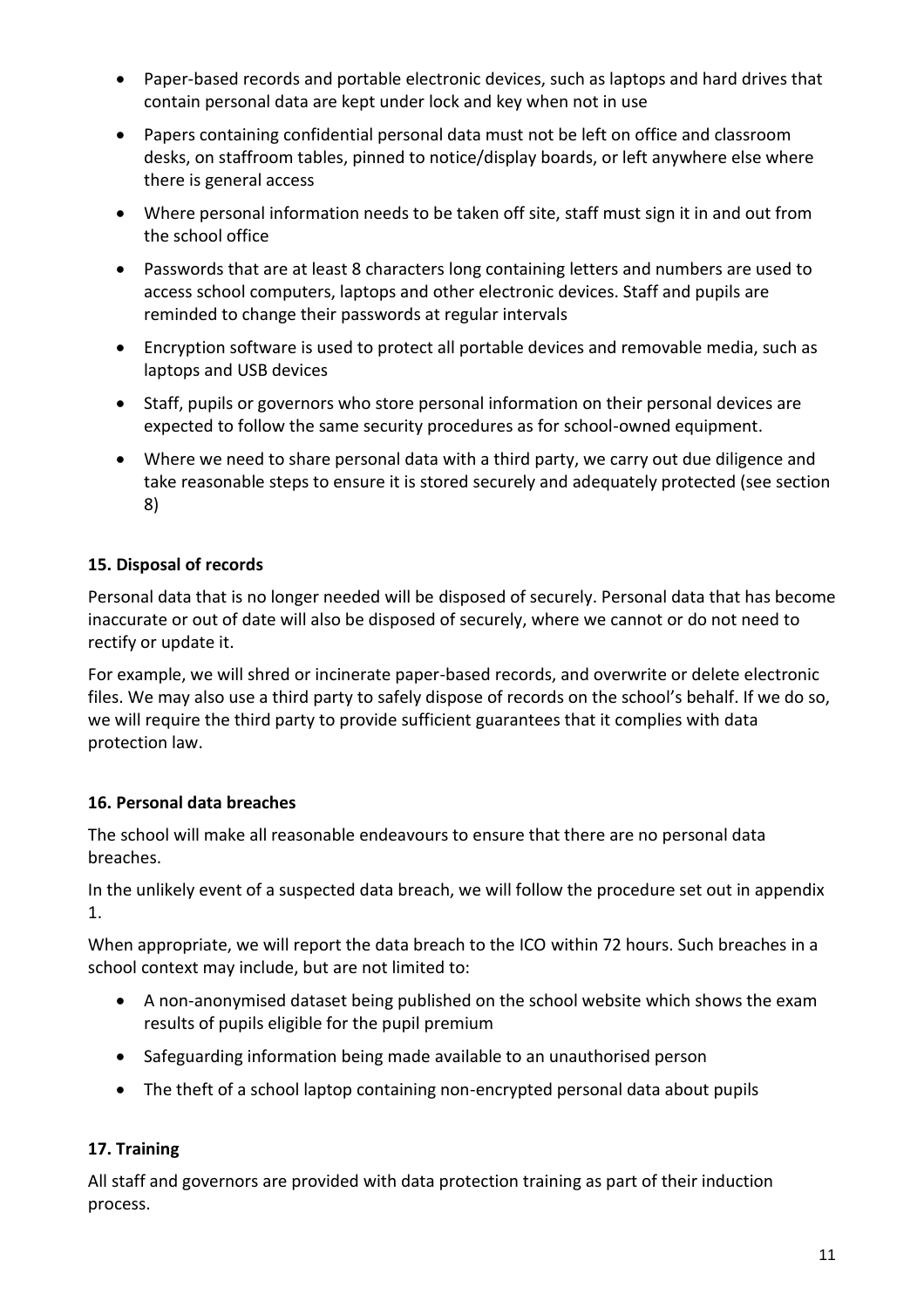- Paper-based records and portable electronic devices, such as laptops and hard drives that contain personal data are kept under lock and key when not in use
- Papers containing confidential personal data must not be left on office and classroom desks, on staffroom tables, pinned to notice/display boards, or left anywhere else where there is general access
- Where personal information needs to be taken off site, staff must sign it in and out from the school office
- Passwords that are at least 8 characters long containing letters and numbers are used to access school computers, laptops and other electronic devices. Staff and pupils are reminded to change their passwords at regular intervals
- Encryption software is used to protect all portable devices and removable media, such as laptops and USB devices
- Staff, pupils or governors who store personal information on their personal devices are expected to follow the same security procedures as for school-owned equipment.
- Where we need to share personal data with a third party, we carry out due diligence and take reasonable steps to ensure it is stored securely and adequately protected (see section 8)

**15. Disposal of records**

Personal data that is no longer needed will be disposed of securely. Personal data that has become inaccurate or out of date will also be disposed of securely, where we cannot or do not need to rectify or update it.

For example, we will shred or incinerate paper-based records, and overwrite or delete electronic files. We may also use a third party to safely dispose of records on the school's behalf. If we do so, we will require the third party to provide sufficient guarantees that it complies with data protection law.

**16. Personal data breaches**

The school will make all reasonable endeavours to ensure that there are no personal data breaches.

In the unlikely event of a suspected data breach, we will follow the procedure set out in appendix 1.

When appropriate, we will report the data breach to the ICO within 72 hours. Such breaches in a school context may include, but are not limited to:

- A non-anonymised dataset being published on the school website which shows the exam results of pupils eligible for the pupil premium
- Safeguarding information being made available to an unauthorised person
- The theft of a school laptop containing non-encrypted personal data about pupils

**17. Training**

All staff and governors are provided with data protection training as part of their induction process.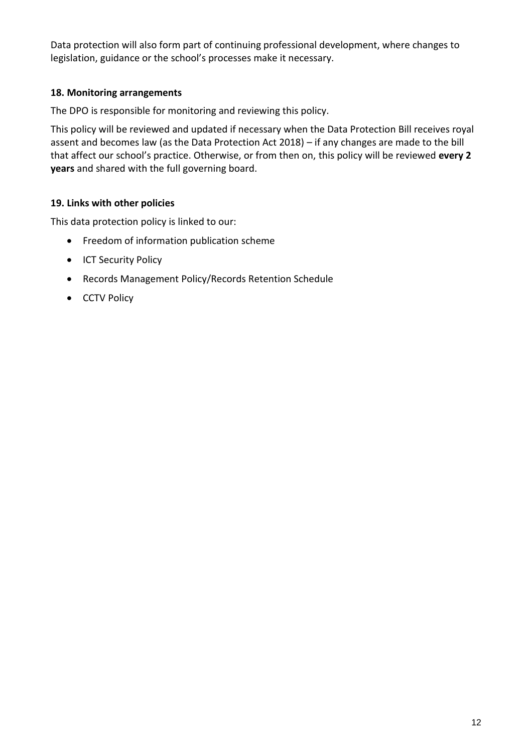Data protection will also form part of continuing professional development, where changes to legislation, guidance or the school's processes make it necessary.

### 18. Monitoring arrangements

The DPO is responsible for monitoring and reviewing this policy.

This policy will be reviewed and updated if necessary when the Data Protection Bill receives royal assent and becomes law (as the Data Protection Act 2018) – if any changes are made to the bill that affect our school's practice. Otherwise, or from then on, this policy will be reviewed **every 2 years** and shared with the full governing board.

### 19. Links with other policies

This data protection policy is linked to our:

- Freedom of information publication scheme
- ICT Security Policy
- Records Management Policy/Records Retention Schedule
- CCTV Policy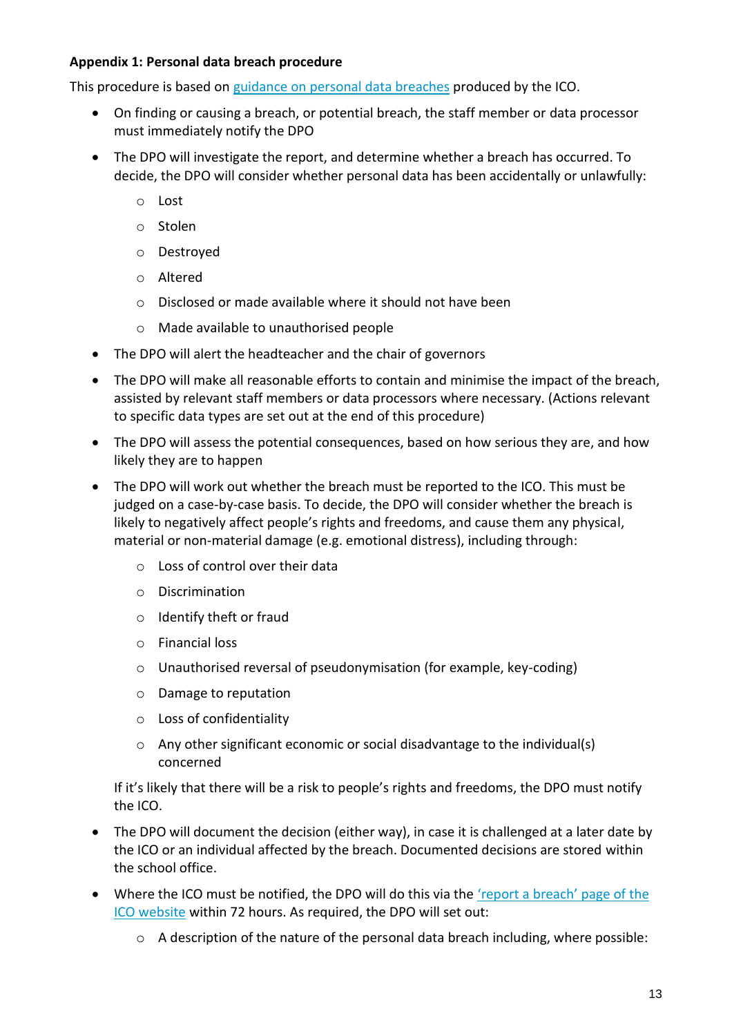**Appendix 1: Personal data breach procedure**

This procedure is based on guidance on personal data breaches produced by the ICO.

- On finding or causing a breach, or potential breach, the staff member or data processor must immediately notify the DPO
- The DPO will investigate the report, and determine whether a breach has occurred. To decide, the DPO will consider whether personal data has been accidentally or unlawfully:
    - Lost
    - Stolen
    - Destroyed
    - Altered
    - Disclosed or made available where it should not have been
    - Made available to unauthorised people
- The DPO will alert the headteacher and the chair of governors
- The DPO will make all reasonable efforts to contain and minimise the impact of the breach, assisted by relevant staff members or data processors where necessary. (Actions relevant to specific data types are set out at the end of this procedure)
- The DPO will assess the potential consequences, based on how serious they are, and how likely they are to happen
- The DPO will work out whether the breach must be reported to the ICO. This must be judged on a case-by-case basis. To decide, the DPO will consider whether the breach is likely to negatively affect people's rights and freedoms, and cause them any physical, material or non-material damage (e.g. emotional distress), including through:
    - Loss of control over their data
    - Discrimination
    - Identify theft or fraud
    - Financial loss
    - Unauthorised reversal of pseudonymisation (for example, key-coding)
    - Damage to reputation
    - Loss of confidentiality
    - Any other significant economic or social disadvantage to the individual(s) concerned

  If it's likely that there will be a risk to people's rights and freedoms, the DPO must notify the ICO.
- The DPO will document the decision (either way), in case it is challenged at a later date by the ICO or an individual affected by the breach. Documented decisions are stored within the school office.
- Where the ICO must be notified, the DPO will do this via the 'report a breach' page of the ICO website within 72 hours. As required, the DPO will set out:
    - A description of the nature of the personal data breach including, where possible: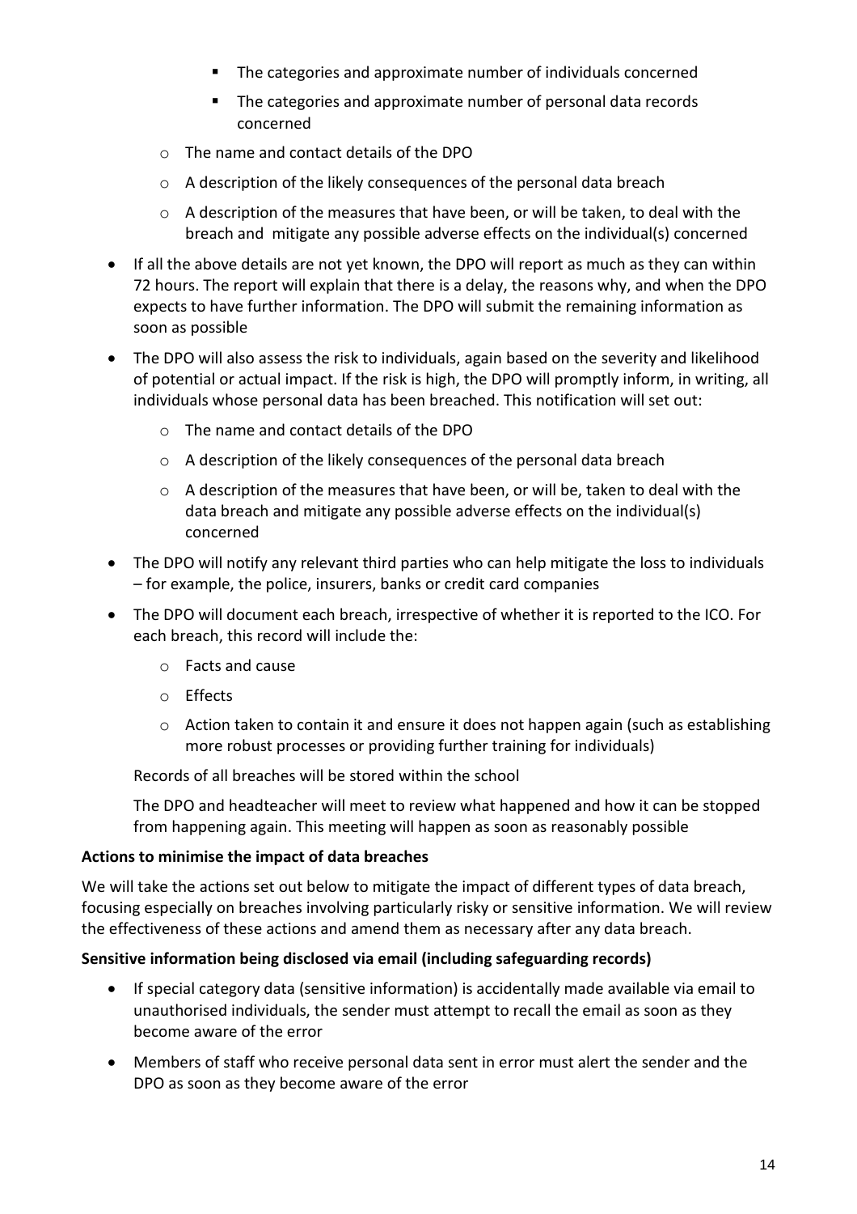- The categories and approximate number of individuals concerned
        - The categories and approximate number of personal data records concerned
    - The name and contact details of the DPO
    - A description of the likely consequences of the personal data breach
    - A description of the measures that have been, or will be taken, to deal with the breach and mitigate any possible adverse effects on the individual(s) concerned

- If all the above details are not yet known, the DPO will report as much as they can within 72 hours. The report will explain that there is a delay, the reasons why, and when the DPO expects to have further information. The DPO will submit the remaining information as soon as possible
- The DPO will also assess the risk to individuals, again based on the severity and likelihood of potential or actual impact. If the risk is high, the DPO will promptly inform, in writing, all individuals whose personal data has been breached. This notification will set out:
    - The name and contact details of the DPO
    - A description of the likely consequences of the personal data breach
    - A description of the measures that have been, or will be, taken to deal with the data breach and mitigate any possible adverse effects on the individual(s) concerned
- The DPO will notify any relevant third parties who can help mitigate the loss to individuals – for example, the police, insurers, banks or credit card companies
- The DPO will document each breach, irrespective of whether it is reported to the ICO. For each breach, this record will include the:
    - Facts and cause
    - Effects
    - Action taken to contain it and ensure it does not happen again (such as establishing more robust processes or providing further training for individuals)

  Records of all breaches will be stored within the school

  The DPO and headteacher will meet to review what happened and how it can be stopped from happening again. This meeting will happen as soon as reasonably possible

**Actions to minimise the impact of data breaches**

We will take the actions set out below to mitigate the impact of different types of data breach, focusing especially on breaches involving particularly risky or sensitive information. We will review the effectiveness of these actions and amend them as necessary after any data breach.

**Sensitive information being disclosed via email (including safeguarding records)**

- If special category data (sensitive information) is accidentally made available via email to unauthorised individuals, the sender must attempt to recall the email as soon as they become aware of the error
- Members of staff who receive personal data sent in error must alert the sender and the DPO as soon as they become aware of the error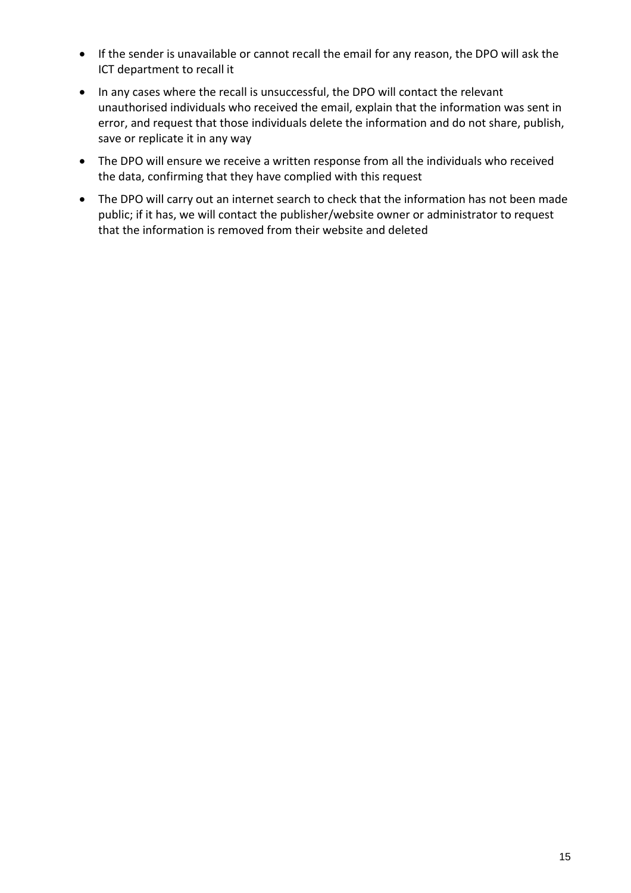- If the sender is unavailable or cannot recall the email for any reason, the DPO will ask the ICT department to recall it
- In any cases where the recall is unsuccessful, the DPO will contact the relevant unauthorised individuals who received the email, explain that the information was sent in error, and request that those individuals delete the information and do not share, publish, save or replicate it in any way
- The DPO will ensure we receive a written response from all the individuals who received the data, confirming that they have complied with this request
- The DPO will carry out an internet search to check that the information has not been made public; if it has, we will contact the publisher/website owner or administrator to request that the information is removed from their website and deleted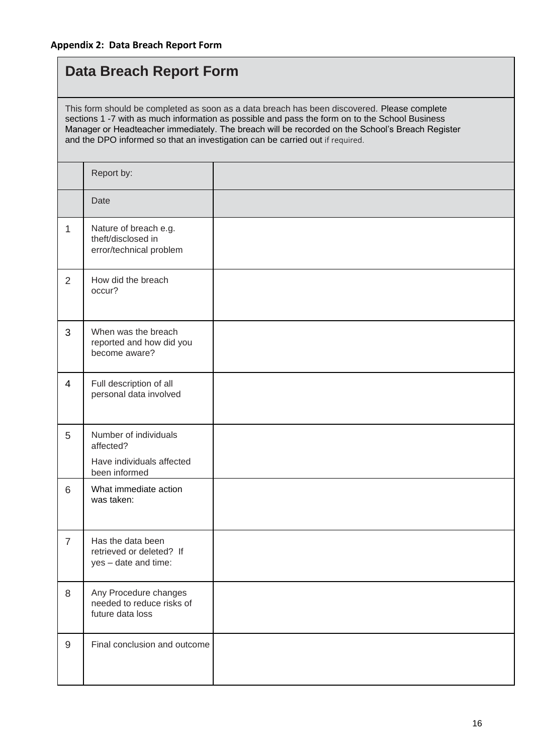**Appendix 2: Data Breach Report Form**

## Data Breach Report Form

This form should be completed as soon as a data breach has been discovered. Please complete sections 1 -7 with as much information as possible and pass the form on to the School Business Manager or Headteacher immediately. The breach will be recorded on the School's Breach Register and the DPO informed so that an investigation can be carried out if required.

| | | |
|---|---|---|
| | Report by: | |
| | Date | |
| 1 | Nature of breach e.g. theft/disclosed in error/technical problem | |
| 2 | How did the breach occur? | |
| 3 | When was the breach reported and how did you become aware? | |
| 4 | Full description of all personal data involved | |
| 5 | Number of individuals affected?<br>Have individuals affected been informed | |
| 6 | What immediate action was taken: | |
| 7 | Has the data been retrieved or deleted? If yes – date and time: | |
| 8 | Any Procedure changes needed to reduce risks of future data loss | |
| 9 | Final conclusion and outcome | |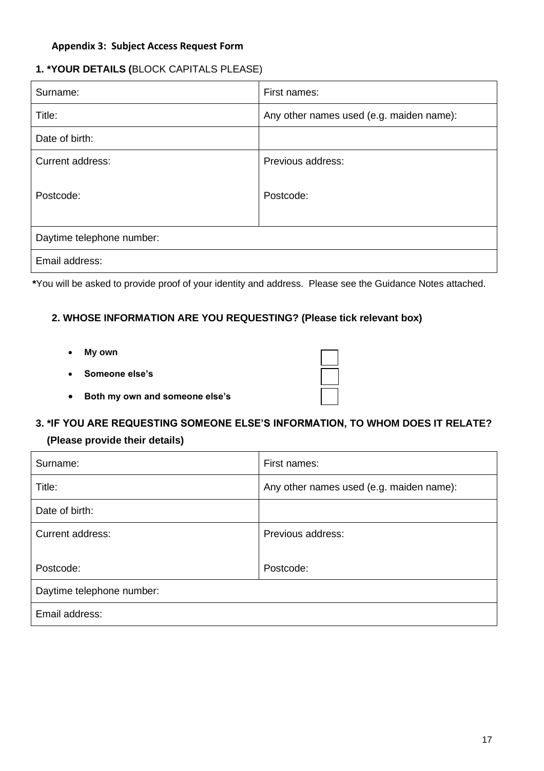### Appendix 3: Subject Access Request Form

**1. *YOUR DETAILS (**BLOCK CAPITALS PLEASE)

| Surname: | First names: |
|---|---|
| Title: | Any other names used (e.g. maiden name): |
| Date of birth: | |
| Current address:<br><br>Postcode: | Previous address:<br><br>Postcode: |
| Daytime telephone number: | |
| Email address: | |

***You will be asked to provide proof of your identity and address. Please see the Guidance Notes attached.**

**2. WHOSE INFORMATION ARE YOU REQUESTING? (Please tick relevant box)**

- **My own** ☐
- **Someone else's** ☐
- **Both my own and someone else's** ☐

**3. *IF YOU ARE REQUESTING SOMEONE ELSE'S INFORMATION, TO WHOM DOES IT RELATE? (Please provide their details)**

| Surname: | First names: |
|---|---|
| Title: | Any other names used (e.g. maiden name): |
| Date of birth: | |
| Current address:<br><br>Postcode: | Previous address:<br><br>Postcode: |
| Daytime telephone number: | |
| Email address: | |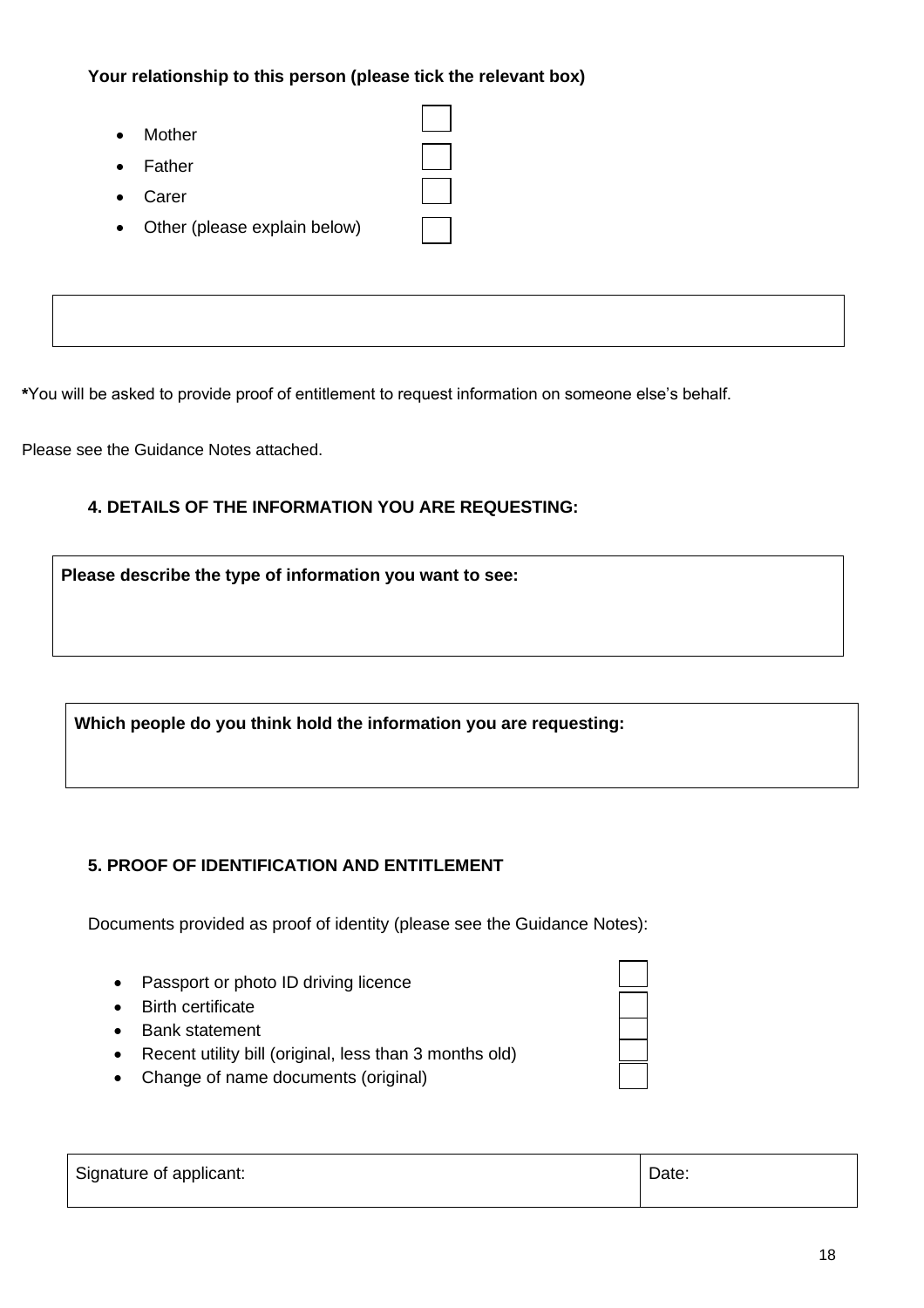**Your relationship to this person (please tick the relevant box)**

- Mother ☐
- Father ☐
- Carer ☐
- Other (please explain below) ☐

| |
|---|
| |

***You will be asked to provide proof of entitlement to request information on someone else's behalf.

Please see the Guidance Notes attached.

### 4. DETAILS OF THE INFORMATION YOU ARE REQUESTING:

| **Please describe the type of information you want to see:** |
|---|
| |

| **Which people do you think hold the information you are requesting:** |
|---|
| |

### 5. PROOF OF IDENTIFICATION AND ENTITLEMENT

Documents provided as proof of identity (please see the Guidance Notes):

- Passport or photo ID driving licence ☐
- Birth certificate ☐
- Bank statement ☐
- Recent utility bill (original, less than 3 months old) ☐
- Change of name documents (original) ☐

| Signature of applicant: | Date: |
|---|---|
| | |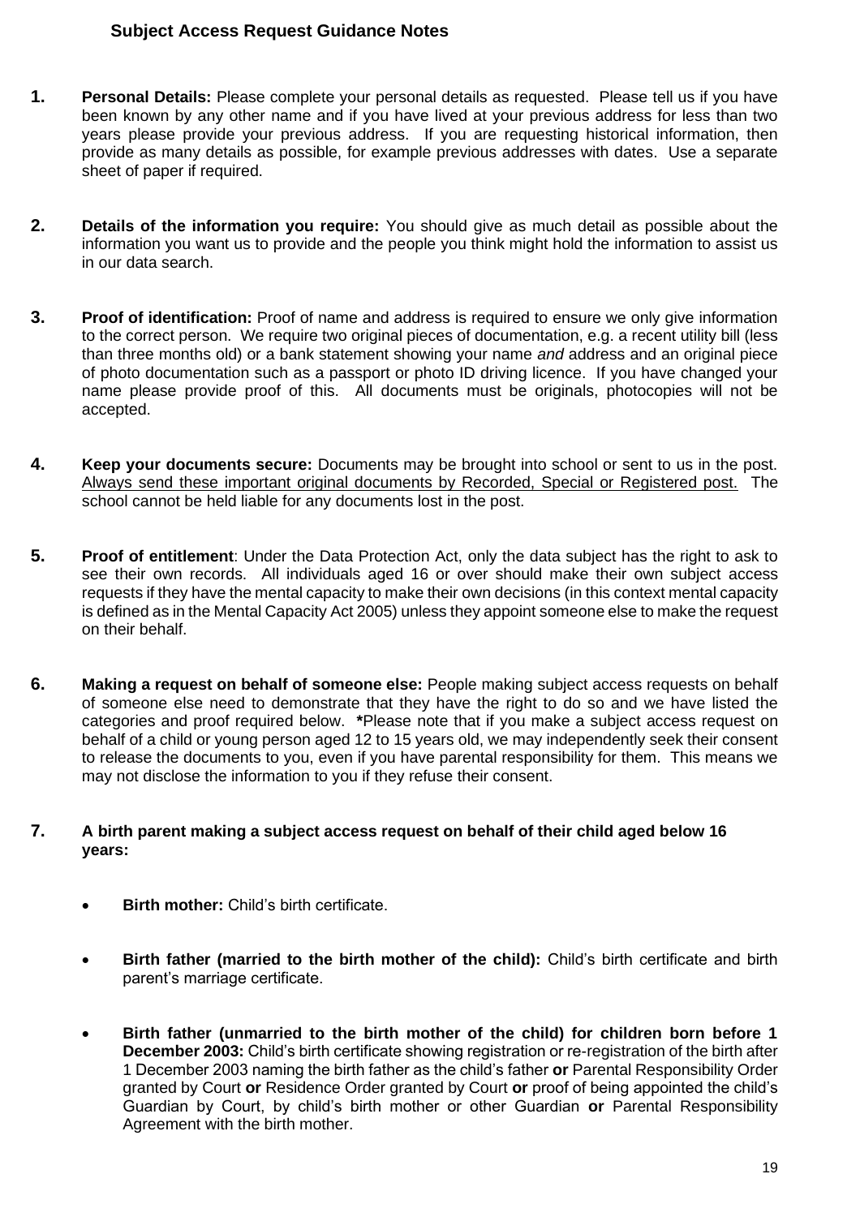## Subject Access Request Guidance Notes

1. **Personal Details:** Please complete your personal details as requested. Please tell us if you have been known by any other name and if you have lived at your previous address for less than two years please provide your previous address. If you are requesting historical information, then provide as many details as possible, for example previous addresses with dates. Use a separate sheet of paper if required.

2. **Details of the information you require:** You should give as much detail as possible about the information you want us to provide and the people you think might hold the information to assist us in our data search.

3. **Proof of identification:** Proof of name and address is required to ensure we only give information to the correct person. We require two original pieces of documentation, e.g. a recent utility bill (less than three months old) or a bank statement showing your name *and* address and an original piece of photo documentation such as a passport or photo ID driving licence. If you have changed your name please provide proof of this. All documents must be originals, photocopies will not be accepted.

4. **Keep your documents secure:** Documents may be brought into school or sent to us in the post. Always send these important original documents by Recorded, Special or Registered post. The school cannot be held liable for any documents lost in the post.

5. **Proof of entitlement**: Under the Data Protection Act, only the data subject has the right to ask to see their own records. All individuals aged 16 or over should make their own subject access requests if they have the mental capacity to make their own decisions (in this context mental capacity is defined as in the Mental Capacity Act 2005) unless they appoint someone else to make the request on their behalf.

6. **Making a request on behalf of someone else:** People making subject access requests on behalf of someone else need to demonstrate that they have the right to do so and we have listed the categories and proof required below. **\***Please note that if you make a subject access request on behalf of a child or young person aged 12 to 15 years old, we may independently seek their consent to release the documents to you, even if you have parental responsibility for them. This means we may not disclose the information to you if they refuse their consent.

7. **A birth parent making a subject access request on behalf of their child aged below 16 years:**

   - **Birth mother:** Child's birth certificate.

   - **Birth father (married to the birth mother of the child):** Child's birth certificate and birth parent's marriage certificate.

   - **Birth father (unmarried to the birth mother of the child) for children born before 1 December 2003:** Child's birth certificate showing registration or re-registration of the birth after 1 December 2003 naming the birth father as the child's father **or** Parental Responsibility Order granted by Court **or** Residence Order granted by Court **or** proof of being appointed the child's Guardian by Court, by child's birth mother or other Guardian **or** Parental Responsibility Agreement with the birth mother.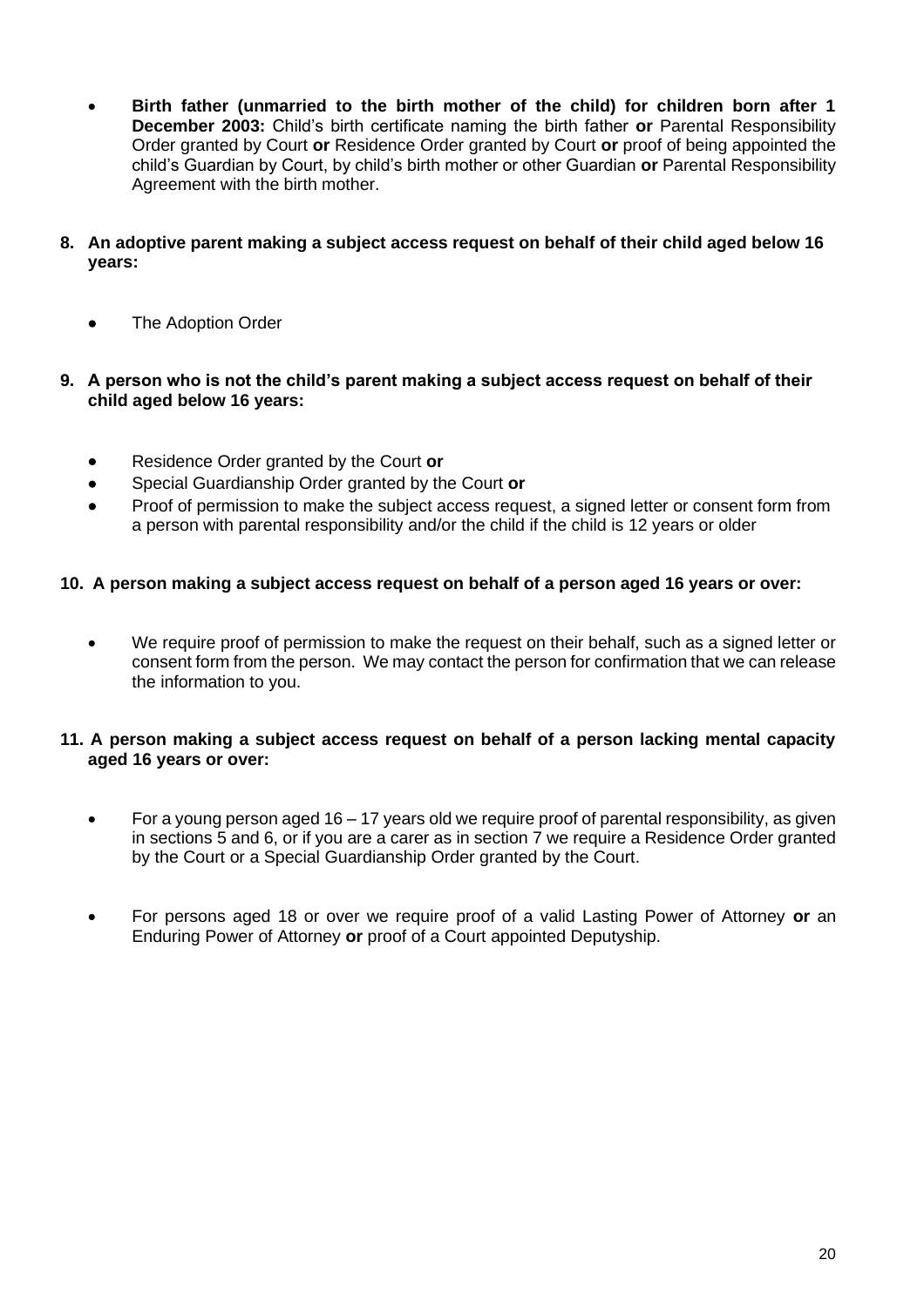- **Birth father (unmarried to the birth mother of the child) for children born after 1 December 2003:** Child's birth certificate naming the birth father **or** Parental Responsibility Order granted by Court **or** Residence Order granted by Court **or** proof of being appointed the child's Guardian by Court, by child's birth mother or other Guardian **or** Parental Responsibility Agreement with the birth mother.

**8. An adoptive parent making a subject access request on behalf of their child aged below 16 years:**

- The Adoption Order

**9. A person who is not the child's parent making a subject access request on behalf of their child aged below 16 years:**

- Residence Order granted by the Court **or**
- Special Guardianship Order granted by the Court **or**
- Proof of permission to make the subject access request, a signed letter or consent form from a person with parental responsibility and/or the child if the child is 12 years or older

**10. A person making a subject access request on behalf of a person aged 16 years or over:**

- We require proof of permission to make the request on their behalf, such as a signed letter or consent form from the person. We may contact the person for confirmation that we can release the information to you.

**11. A person making a subject access request on behalf of a person lacking mental capacity aged 16 years or over:**

- For a young person aged 16 – 17 years old we require proof of parental responsibility, as given in sections 5 and 6, or if you are a carer as in section 7 we require a Residence Order granted by the Court or a Special Guardianship Order granted by the Court.

- For persons aged 18 or over we require proof of a valid Lasting Power of Attorney **or** an Enduring Power of Attorney **or** proof of a Court appointed Deputyship.